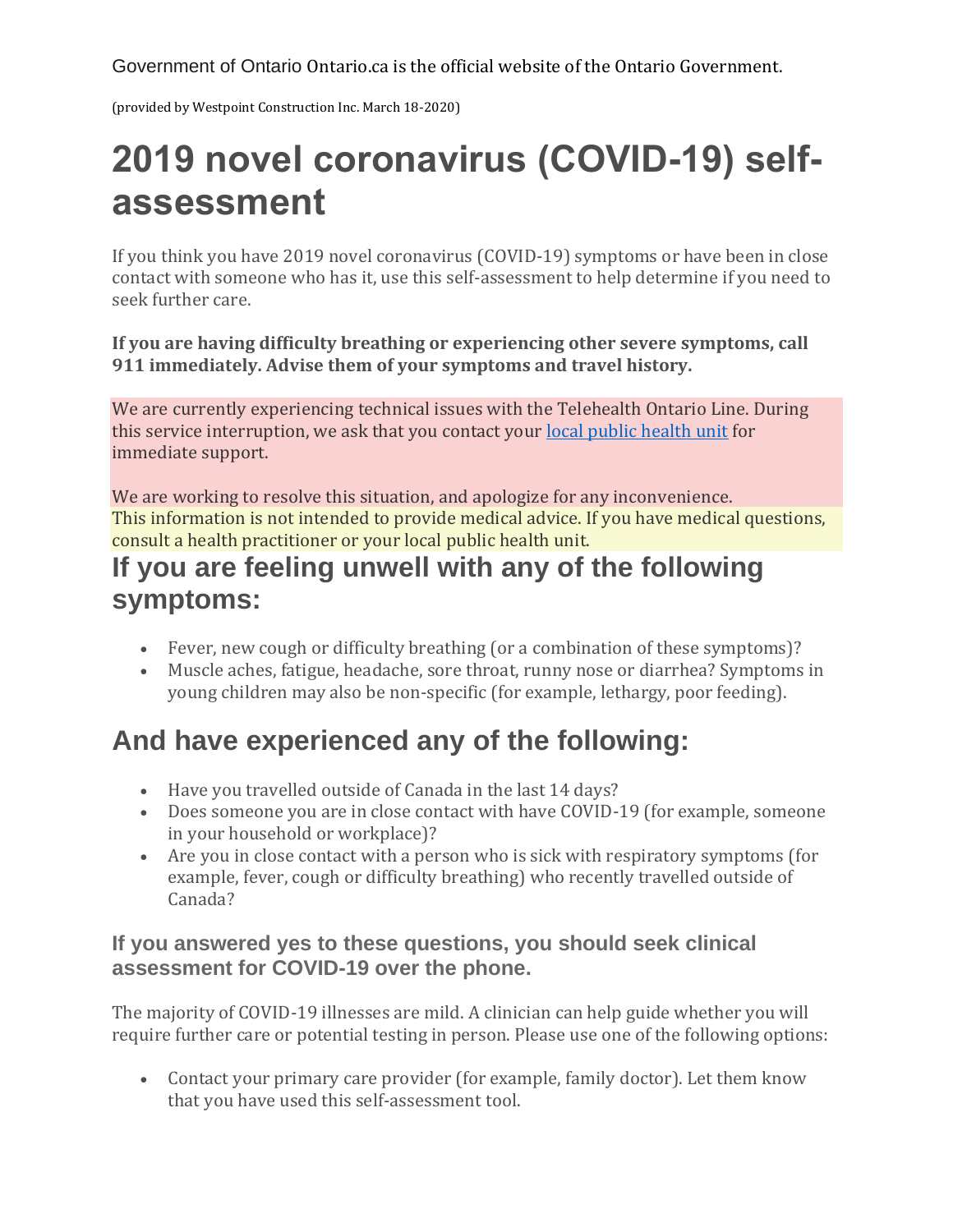Government of Ontario Ontario.ca is the official website of the Ontario Government.

(provided by Westpoint Construction Inc. March 18-2020)

# 2019 novel coronavirus (COVID-19) self-assessment

If you think you have 2019 novel coronavirus (COVID-19) symptoms or have been in close contact with someone who has it, use this self-assessment to help determine if you need to seek further care.

**If you are having difficulty breathing or experiencing other severe symptoms, call 911 immediately. Advise them of your symptoms and travel history.**

We are currently experiencing technical issues with the Telehealth Ontario Line. During this service interruption, we ask that you contact your local public health unit for immediate support.

We are working to resolve this situation, and apologize for any inconvenience.

This information is not intended to provide medical advice. If you have medical questions, consult a health practitioner or your local public health unit.

## If you are feeling unwell with any of the following symptoms:

- Fever, new cough or difficulty breathing (or a combination of these symptoms)?
- Muscle aches, fatigue, headache, sore throat, runny nose or diarrhea? Symptoms in young children may also be non-specific (for example, lethargy, poor feeding).

## And have experienced any of the following:

- Have you travelled outside of Canada in the last 14 days?
- Does someone you are in close contact with have COVID-19 (for example, someone in your household or workplace)?
- Are you in close contact with a person who is sick with respiratory symptoms (for example, fever, cough or difficulty breathing) who recently travelled outside of Canada?

### If you answered yes to these questions, you should seek clinical assessment for COVID-19 over the phone.

The majority of COVID-19 illnesses are mild. A clinician can help guide whether you will require further care or potential testing in person. Please use one of the following options:

- Contact your primary care provider (for example, family doctor). Let them know that you have used this self-assessment tool.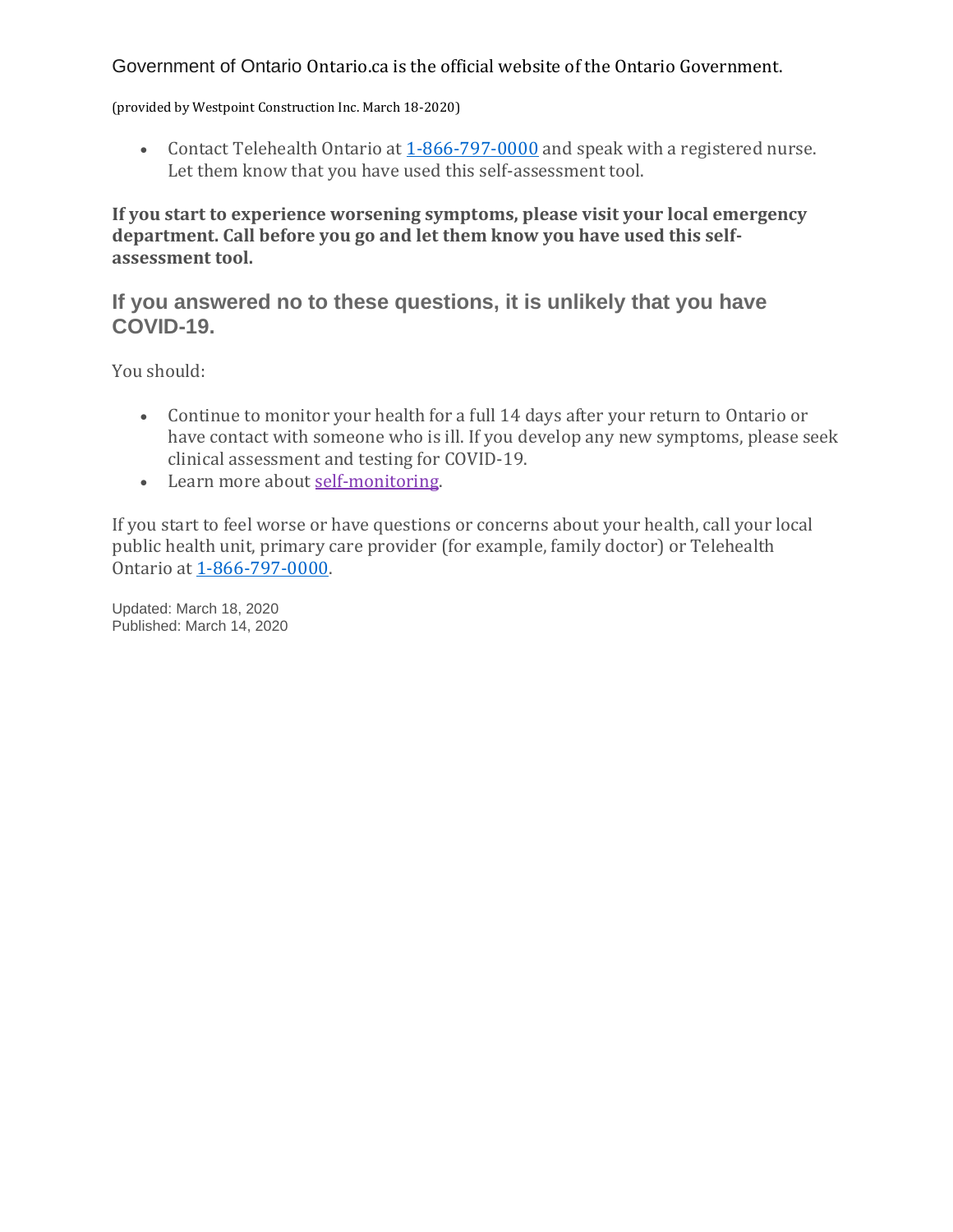Government of Ontario Ontario.ca is the official website of the Ontario Government.

(provided by Westpoint Construction Inc. March 18-2020)

- Contact Telehealth Ontario at 1-866-797-0000 and speak with a registered nurse. Let them know that you have used this self-assessment tool.

**If you start to experience worsening symptoms, please visit your local emergency department. Call before you go and let them know you have used this self-assessment tool.**

## If you answered no to these questions, it is unlikely that you have COVID-19.

You should:

- Continue to monitor your health for a full 14 days after your return to Ontario or have contact with someone who is ill. If you develop any new symptoms, please seek clinical assessment and testing for COVID-19.
- Learn more about self-monitoring.

If you start to feel worse or have questions or concerns about your health, call your local public health unit, primary care provider (for example, family doctor) or Telehealth Ontario at 1-866-797-0000.

Updated: March 18, 2020
Published: March 14, 2020